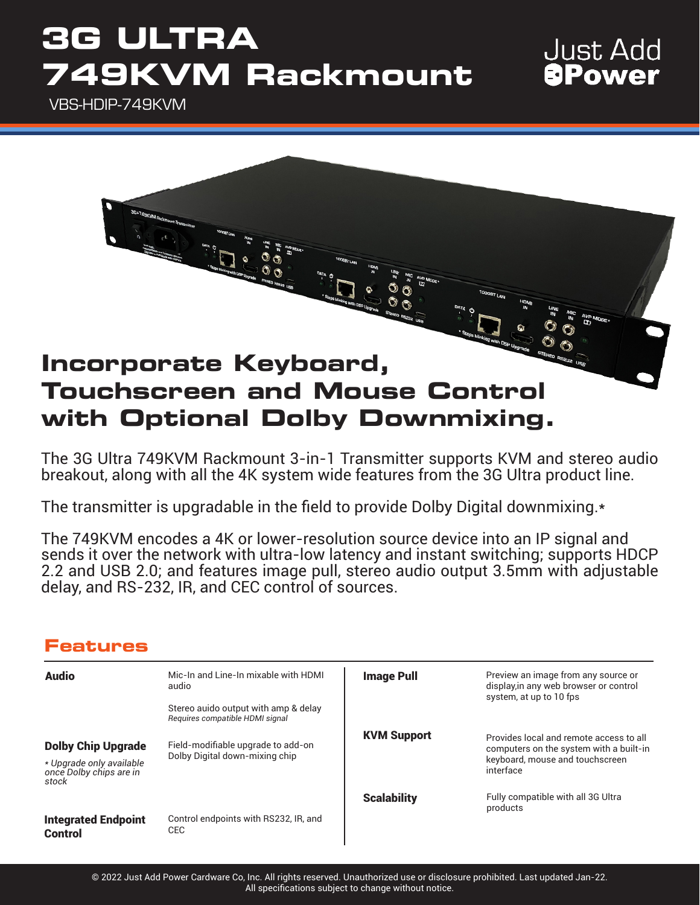# 3G ULTRA 749KVM Rackmount

VBS-HDIP-749KVM

Just Add Power

## Incorporate Keyboard, Touchscreen and Mouse Control with Optional Dolby Downmixing.

The 3G Ultra 749KVM Rackmount 3-in-1 Transmitter supports KVM and stereo audio breakout, along with all the 4K system wide features from the 3G Ultra product line.

The transmitter is upgradable in the field to provide Dolby Digital downmixing.*

The 749KVM encodes a 4K or lower-resolution source device into an IP signal and sends it over the network with ultra-low latency and instant switching; supports HDCP 2.2 and USB 2.0; and features image pull, stereo audio output 3.5mm with adjustable delay, and RS-232, IR, and CEC control of sources.

## Features

| Feature | Description |
|---|---|
| **Audio** | Mic-In and Line-In mixable with HDMI audio<br><br>Stereo auido output with amp & delay<br>*Requires compatible HDMI signal* |
| **Dolby Chip Upgrade**<br>*\* Upgrade only available once Dolby chips are in stock* | Field-modifiable upgrade to add-on Dolby Digital down-mixing chip |
| **Integrated Endpoint Control** | Control endpoints with RS232, IR, and CEC |
| **Image Pull** | Preview an image from any source or display,in any web browser or control system, at up to 10 fps |
| **KVM Support** | Provides local and remote access to all computers on the system with a built-in keyboard, mouse and touchscreen interface |
| **Scalability** | Fully compatible with all 3G Ultra products |

© 2022 Just Add Power Cardware Co, Inc. All rights reserved. Unauthorized use or disclosure prohibited. Last updated Jan-22.
All specifications subject to change without notice.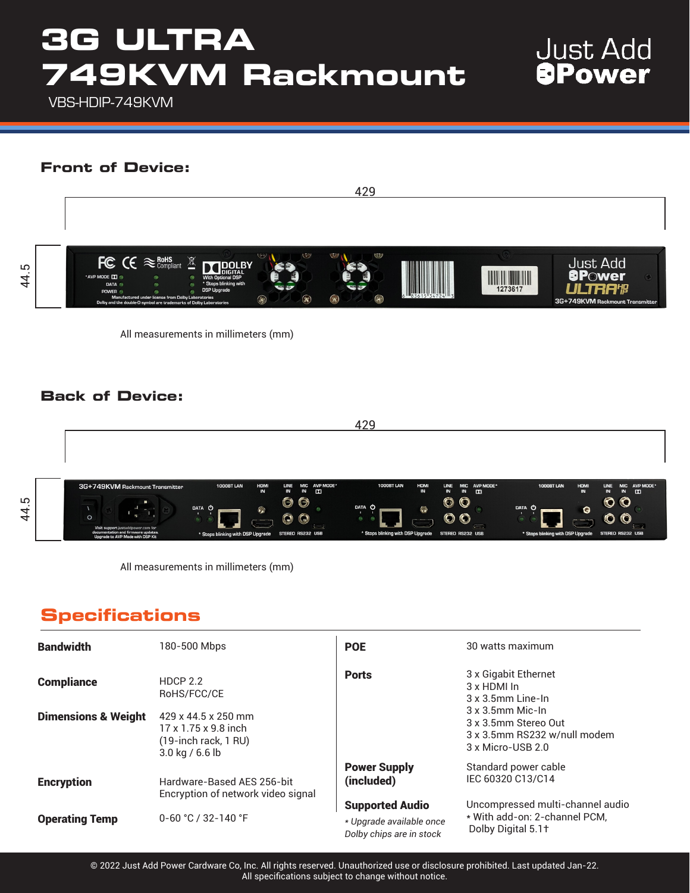# 3G ULTRA 749KVM Rackmount

VBS-HDIP-749KVM

Just Add Power

## Front of Device:

429

44.5

All measurements in millimeters (mm)

## Back of Device:

429

44.5

All measurements in millimeters (mm)

## Specifications

| | |
|---|---|
| **Bandwidth** | 180-500 Mbps |
| **Compliance** | HDCP 2.2<br>RoHS/FCC/CE |
| **Dimensions & Weight** | 429 x 44.5 x 250 mm<br>17 x 1.75 x 9.8 inch<br>(19-inch rack, 1 RU)<br>3.0 kg / 6.6 lb |
| **Encryption** | Hardware-Based AES 256-bit Encryption of network video signal |
| **Operating Temp** | 0-60 °C / 32-140 °F |
| **POE** | 30 watts maximum |
| **Ports** | 3 x Gigabit Ethernet<br>3 x HDMI In<br>3 x 3.5mm Line-In<br>3 x 3.5mm Mic-In<br>3 x 3.5mm Stereo Out<br>3 x 3.5mm RS232 w/null modem<br>3 x Micro-USB 2.0 |
| **Power Supply (included)** | Standard power cable<br>IEC 60320 C13/C14 |
| **Supported Audio**<br>*\* Upgrade available once Dolby chips are in stock* | Uncompressed multi-channel audio<br>\* With add-on: 2-channel PCM, Dolby Digital 5.1† |

© 2022 Just Add Power Cardware Co, Inc. All rights reserved. Unauthorized use or disclosure prohibited. Last updated Jan-22.
All specifications subject to change without notice.